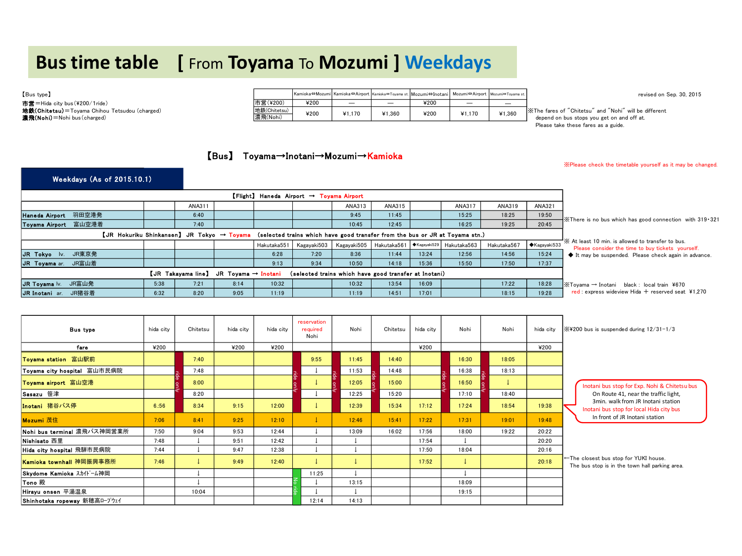# Bus time table [ From Toyama To Mozumi ] Weekdays

【Bus type】

**市営**＝Hida city bus (¥200/1ride)
**地鉄(Chitetsu)**＝Toyama Chihou Tetsudou (charged)
**濃飛(Nohi)**＝Nohi bus (charged)

| | Kamioka⇔Mozumi | Kamioka⇔Airport | Kamioka⇔Toyama st. | Mozumi⇔Inotani | Mozumi⇔Airport | Mozumi⇔Toyama st. |
|---|---|---|---|---|---|---|
| 市営(¥200) | ¥200 | — | — | ¥200 | — | — |
| 地鉄(Chitetsu) 濃飛(Nohi) | ¥200 | ¥1,170 | ¥1,360 | ¥200 | ¥1,170 | ¥1,360 |

※The fares of "Chitetsu" and "Nohi" will be different depend on bus stops you get on and off at. Please take these fares as a guide.

revised on Sep. 30, 2015

## 【Bus】 Toyama→Inotani→Mozumi→Kamioka

※Please check the timetable yourself as it may be changed.

### Weekdays (As of 2015.10.1)

| 【Flight】 Haneda Airport → Toyama Airport | | | | | | | | | | | |
|---|---|---|---|---|---|---|---|---|---|---|---|
| | | ANA311 | | | | ANA313 | ANA315 | | ANA317 | ANA319 | ANA321 |
| Haneda Airport 羽田空港発 | | 6:40 | | | | 9:45 | 11:45 | | 15:25 | 18:25 | 19:50 |
| Toyama Airport 富山空港着 | | 7:40 | | | | 10:45 | 12:45 | | 16:25 | 19:25 | 20:45 |
| **【JR Hokuriku Shinkansen】 JR Tokyo → Toyama (selected trains which have good transfer from the bus or JR at Toyama stn.)** | | | | | | | | | | | |
| | | | | Hakutaka551 | Kagayaki503 | Kagayaki505 | Hakutaka561 | ◆Kagayaki529 | Hakutaka563 | Hakutaka567 | ◆Kagayaki533 |
| JR Tokyo lv. JR東京発 | | | | 6:28 | 7:20 | 8:36 | 11:44 | 13:24 | 12:56 | 14:56 | 15:24 |
| JR Toyama ar. JR富山着 | | | | 9:13 | 9:34 | 10:50 | 14:18 | 15:36 | 15:50 | 17:50 | 17:37 |
| **【JR Takayama line】 JR Toyama → Inotani (selected trains which have good transfer at Inotani)** | | | | | | | | | | | |
| JR Toyama lv. JR富山発 | 5:38 | 7:21 | 8:14 | 10:32 | | 10:32 | 13:54 | 16:09 | | 17:22 | 18:28 |
| JR Inotani ar. JR猪谷着 | 6:32 | 8:20 | 9:05 | 11:19 | | 11:19 | 14:51 | 17:01 | | 18:15 | 19:28 |

※There is no bus which has good connection with 319･321

※ At least 10 min. is allowed to transfer to bus. Please consider the time to buy tickets yourself.
◆ It may be suspended. Please check again in advance.

※Toyama → Inotani black : local train ¥670
red : express wideview Hida ＋ reserved seat ¥1,270

| Bus type | hida city | Chitetsu | hida city | hida city | reservation required Nohi | Nohi | Chitetsu | hida city | Nohi | Nohi | hida city |
|---|---|---|---|---|---|---|---|---|---|---|---|
| fare | ¥200 | | ¥200 | ¥200 | | | | ¥200 | | | ¥200 |
| Toyama station 富山駅前 | | 7:40 | | | 9:55 | 11:45 | 14:40 | | 16:30 | 18:05 | |
| Toyama city hospital 富山市民病院 | | 7:48 | | | ↓ | 11:53 | 14:48 | | 16:38 | 18:13 | |
| Toyama airport 富山空港 | | 8:00 | | | ↓ | 12:05 | 15:00 | | 16:50 | ↓ | |
| Sasazu 笹津 | | 8:20 | | | ↓ | 12:25 | 15:20 | | 17:10 | 18:40 | |
| Inotani 猪谷バス停 | 6:56 | 8:34 | 9:15 | 12:00 | ↓ | 12:39 | 15:34 | 17:12 | 17:24 | 18:54 | 19:38 |
| Mozumi 茂住 | 7:06 | 8:41 | 9:25 | 12:10 | ↓ | 12:46 | 15:41 | 17:22 | 17:31 | 19:01 | 19:48 |
| Nohi bus terminal 濃飛バス神岡営業所 | 7:50 | 9:04 | 9:53 | 12:44 | ↓ | 13:09 | 16:02 | 17:56 | 18:00 | 19:22 | 20:22 |
| Nishisato 西里 | 7:48 | ↓ | 9:51 | 12:42 | ↓ | ↓ | | 17:54 | ↓ | | 20:20 |
| Hida city hospital 飛騨市民病院 | 7:44 | ↓ | 9:47 | 12:38 | ↓ | ↓ | | 17:50 | 18:04 | | 20:16 |
| Kamioka townhall 神岡振興事務所 | 7:46 | ↓ | 9:49 | 12:40 | ↓ | ↓ | | 17:52 | ↓ | | 20:18 |
| Skydome Kamioka ｽｶｲﾄﾞｰﾑ神岡 | | ↓ | | | 11:25 | ↓ | | | ↓ | | |
| Tono 殿 | | ↓ | | | ↓ | 13:15 | | | 18:09 | | |
| Hirayu onsen 平湯温泉 | | 10:04 | | | ↓ | ↓ | | | 19:15 | | |
| Shinhotaka ropeway 新穂高ﾛｰﾌﾟｳｪｲ | | | | | 12:14 | 14:13 | | | | | |

(Marked "ride only" for Toyama station – Sasazu on the Chitetsu and Nohi buses; marked "No ride" for Skydome Kamioka – Shinhotaka ropeway on the reservation required Nohi bus.)

※¥200 bus is suspended during 12/31-1/3

Inotani bus stop for Exp. Nohi & Chitetsu bus
On Route 41, near the traffic light, 3min. walk from JR Inotani station
Inotani bus stop for local Hida city bus
In front of JR Inotani station

←The closest bus stop for YUKI house. The bus stop is in the town hall parking area.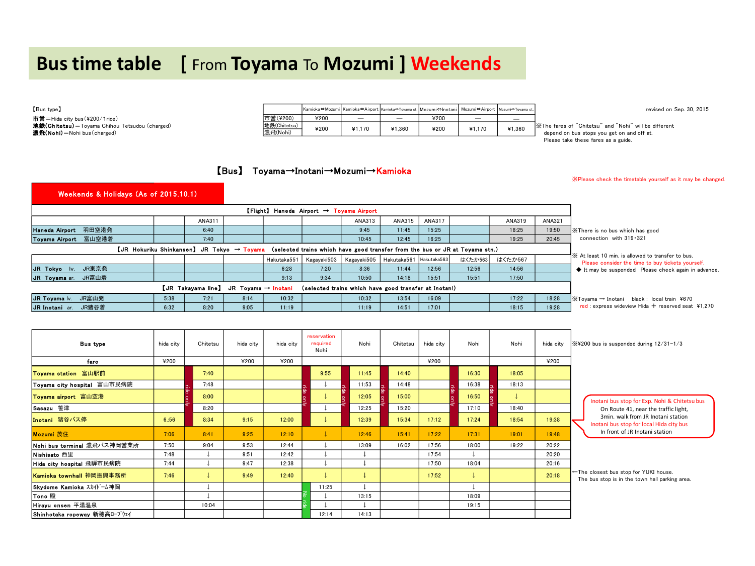# Bus time table [ From Toyama To Mozumi ] Weekends

【Bus type】

**市営**＝Hida city bus(¥200/1ride)
**地鉄(Chitetsu)**＝Toyama Chihou Tetsudou (charged)
**濃飛(Nohi)**＝Nohi bus(charged)

| | Kamioka⇔Mozumi | Kamioka⇔Airport | Kamioka⇔Toyama st. | Mozumi⇔Inotani | Mozumi⇔Airport | Mozumi⇔Toyama st. |
|---|---|---|---|---|---|---|
| 市営(¥200) | ¥200 | — | — | ¥200 | — | — |
| 地鉄(Chitetsu) 濃飛(Nohi) | ¥200 | ¥1,170 | ¥1,360 | ¥200 | ¥1,170 | ¥1,360 |

※The fares of "Chitetsu" and "Nohi" will be different depend on bus stops you get on and off at. Please take these fares as a guide.

revised on Sep. 30, 2015

## 【Bus】 Toyama→Inotani→Mozumi→Kamioka

※Please check the timetable yourself as it may be changed.

**Weekends & Holidays (As of 2015.10.1)**

| | | | | | | | | | | | |
|---|---|---|---|---|---|---|---|---|---|---|---|
| **【Flight】 Haneda Airport → Toyama Airport** | | | | | | | | | | | |
| | | ANA311 | | | | ANA313 | ANA315 | ANA317 | | ANA319 | ANA321 |
| Haneda Airport 羽田空港発 | | 6:40 | | | | 9:45 | 11:45 | 15:25 | | 18:25 | 19:50 |
| Toyama Airport 富山空港着 | | 7:40 | | | | 10:45 | 12:45 | 16:25 | | 19:25 | 20:45 |
| **【JR Hokuriku Shinkansen】 JR Tokyo → Toyama (selected trains which have good transfer from the bus or JR at Toyama stn.)** | | | | | | | | | | | |
| | | | | Hakutaka551 | Kagayaki503 | Kagayaki505 | Hakutaka561 | Hakutaka563 | はくたか563 | はくたか567 | |
| JR Tokyo lv. JR東京発 | | | | 6:28 | 7:20 | 8:36 | 11:44 | 12:56 | 12:56 | 14:56 | |
| JR Toyama ar. JR富山着 | | | | 9:13 | 9:34 | 10:50 | 14:18 | 15:51 | 15:51 | 17:50 | |
| **【JR Takayama line】 JR Toyama → Inotani (selected trains which have good transfer at Inotani)** | | | | | | | | | | | |
| JR Toyama lv. JR富山発 | 5:38 | 7:21 | 8:14 | 10:32 | | 10:32 | 13:54 | 16:09 | | 17:22 | 18:28 |
| JR Inotani ar. JR猪谷着 | 6:32 | 8:20 | 9:05 | 11:19 | | 11:19 | 14:51 | 17:01 | | 18:15 | 19:28 |

※There is no bus which has good connection with 319・321

※ At least 10 min. is allowed to transfer to bus. Please consider the time to buy tickets yourself.
◆ It may be suspended. Please check again in advance.

※Toyama → Inotani black : local train ¥670
red : express wideview Hida ＋ reserved seat ¥1,270

| Bus type | hida city | Chitetsu | hida city | hida city | reservation required Nohi | Nohi | Chitetsu | hida city | Nohi | Nohi | hida city |
|---|---|---|---|---|---|---|---|---|---|---|---|
| fare | ¥200 | | ¥200 | ¥200 | | | | ¥200 | | | ¥200 |
| (Toyama station – Toyama airport) | | ride only | | | ride only | ride only | ride only | | ride only | ride only | |
| Toyama station 富山駅前 | | 7:40 | | | 9:55 | 11:45 | 14:40 | | 16:30 | 18:05 | |
| Toyama city hospital 富山市民病院 | | 7:48 | | | ↓ | 11:53 | 14:48 | | 16:38 | 18:13 | |
| Toyama airport 富山空港 | | 8:00 | | | ↓ | 12:05 | 15:00 | | 16:50 | ↓ | |
| Sasazu 笹津 | | 8:20 | | | ↓ | 12:25 | 15:20 | | 17:10 | 18:40 | |
| Inotani 猪谷バス停 | 6:56 | 8:34 | 9:15 | 12:00 | ↓ | 12:39 | 15:34 | 17:12 | 17:24 | 18:54 | 19:38 |
| Mozumi 茂住 | 7:06 | 8:41 | 9:25 | 12:10 | ↓ | 12:46 | 15:41 | 17:22 | 17:31 | 19:01 | 19:48 |
| Nohi bus terminal 濃飛バス神岡営業所 | 7:50 | 9:04 | 9:53 | 12:44 | ↓ | 13:09 | 16:02 | 17:56 | 18:00 | 19:22 | 20:22 |
| Nishisato 西里 | 7:48 | ↓ | 9:51 | 12:42 | ↓ | ↓ | | 17:54 | ↓ | | 20:20 |
| Hida city hospital 飛騨市民病院 | 7:44 | ↓ | 9:47 | 12:38 | ↓ | ↓ | | 17:50 | 18:04 | | 20:16 |
| Kamioka townhall 神岡振興事務所 | 7:46 | ↓ | 9:49 | 12:40 | ↓ | ↓ | | 17:52 | ↓ | | 20:18 |
| (Skydome Kamioka – Shinhotaka ropeway) | | | | | No ride | | | | | | |
| Skydome Kamioka ｽｶｲﾄﾞｰﾑ神岡 | | ↓ | | | 11:25 | ↓ | | | ↓ | | |
| Tono 殿 | | ↓ | | | ↓ | 13:15 | | | 18:09 | | |
| Hirayu onsen 平湯温泉 | | 10:04 | | | ↓ | ↓ | | | 19:15 | | |
| Shinhotaka ropeway 新穂高ﾛｰﾌﾟｳｪｲ | | | | | 12:14 | 14:13 | | | | | |

※¥200 bus is suspended during 12/31-1/3

Inotani bus stop for Exp. Nohi & Chitetsu bus
On Route 41, near the traffic light, 3min. walk from JR Inotani station
Inotani bus stop for local Hida city bus
In front of JR Inotani station

←The closest bus stop for YUKI house. The bus stop is in the town hall parking area.